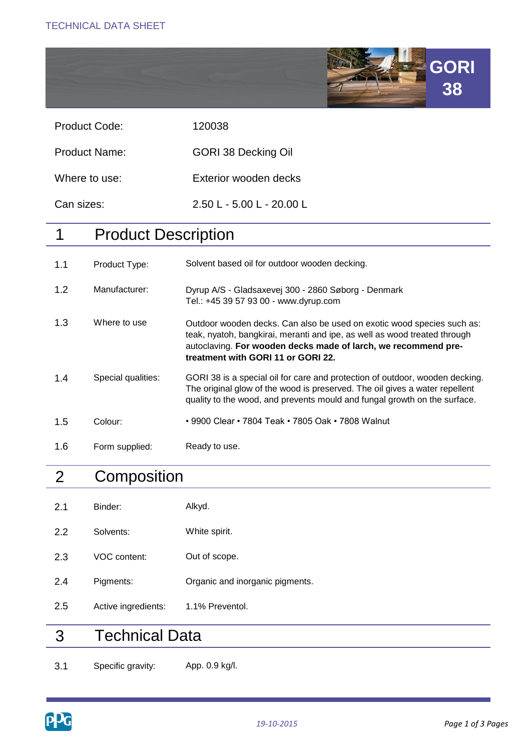TECHNICAL DATA SHEET

# GORI 38

| | |
|---|---|
| Product Code: | 120038 |
| Product Name: | GORI 38 Decking Oil |
| Where to use: | Exterior wooden decks |
| Can sizes: | 2.50 L - 5.00 L - 20.00 L |

## 1 Product Description

| | | |
|---|---|---|
| 1.1 | Product Type: | Solvent based oil for outdoor wooden decking. |
| 1.2 | Manufacturer: | Dyrup A/S - Gladsaxevej 300 - 2860 Søborg - Denmark<br>Tel.: +45 39 57 93 00 - www.dyrup.com |
| 1.3 | Where to use | Outdoor wooden decks. Can also be used on exotic wood species such as: teak, nyatoh, bangkirai, meranti and ipe, as well as wood treated through autoclaving. **For wooden decks made of larch, we recommend pre-treatment with GORI 11 or GORI 22.** |
| 1.4 | Special qualities: | GORI 38 is a special oil for care and protection of outdoor, wooden decking. The original glow of the wood is preserved. The oil gives a water repellent quality to the wood, and prevents mould and fungal growth on the surface. |
| 1.5 | Colour: | • 9900 Clear • 7804 Teak • 7805 Oak • 7808 Walnut |
| 1.6 | Form supplied: | Ready to use. |

## 2 Composition

| | | |
|---|---|---|
| 2.1 | Binder: | Alkyd. |
| 2.2 | Solvents: | White spirit. |
| 2.3 | VOC content: | Out of scope. |
| 2.4 | Pigments: | Organic and inorganic pigments. |
| 2.5 | Active ingredients: | 1.1% Preventol. |

## 3 Technical Data

| | | |
|---|---|---|
| 3.1 | Specific gravity: | App. 0.9 kg/l. |

*19-10-2015*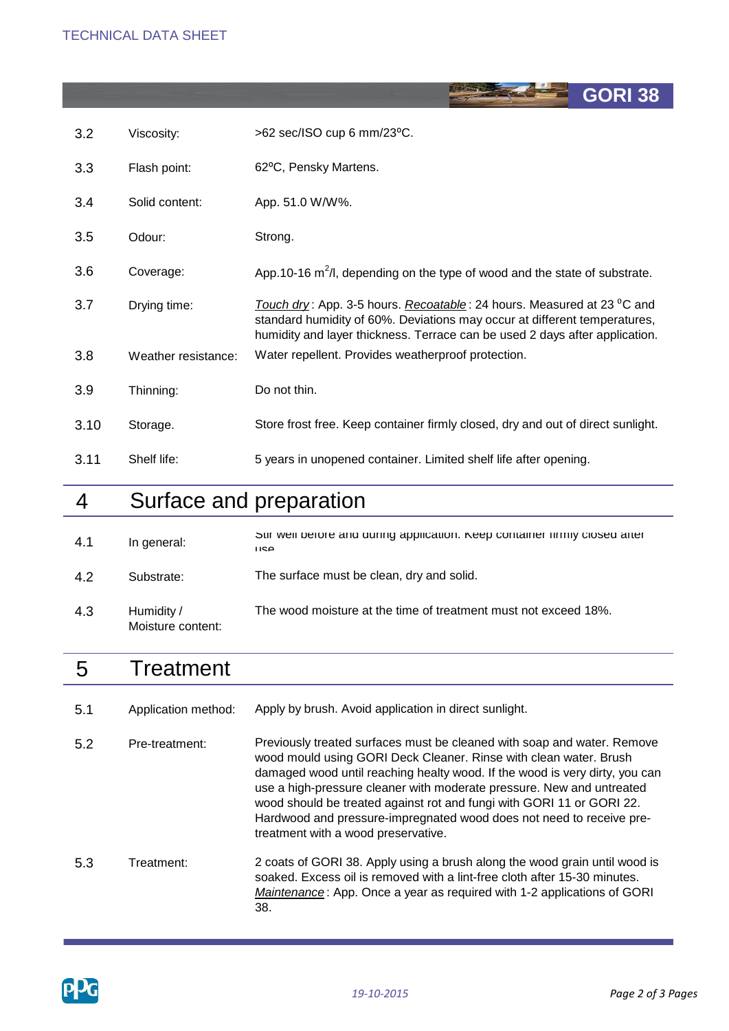| | | |
|---|---|---|
| 3.2 | Viscosity: | >62 sec/ISO cup 6 mm/23ºC. |
| 3.3 | Flash point: | 62ºC, Pensky Martens. |
| 3.4 | Solid content: | App. 51.0 W/W%. |
| 3.5 | Odour: | Strong. |
| 3.6 | Coverage: | App.10-16 $m^2$/l, depending on the type of wood and the state of substrate. |
| 3.7 | Drying time: | *Touch dry*: App. 3-5 hours. *Recoatable*: 24 hours. Measured at 23 ºC and standard humidity of 60%. Deviations may occur at different temperatures, humidity and layer thickness. Terrace can be used 2 days after application. |
| 3.8 | Weather resistance: | Water repellent. Provides weatherproof protection. |
| 3.9 | Thinning: | Do not thin. |
| 3.10 | Storage. | Store frost free. Keep container firmly closed, dry and out of direct sunlight. |
| 3.11 | Shelf life: | 5 years in unopened container. Limited shelf life after opening. |

# 4 Surface and preparation

| | | |
|---|---|---|
| 4.1 | In general: | Stir well before and during application. Keep container firmly closed after use. |
| 4.2 | Substrate: | The surface must be clean, dry and solid. |
| 4.3 | Humidity / Moisture content: | The wood moisture at the time of treatment must not exceed 18%. |

# 5 Treatment

| | | |
|---|---|---|
| 5.1 | Application method: | Apply by brush. Avoid application in direct sunlight. |
| 5.2 | Pre-treatment: | Previously treated surfaces must be cleaned with soap and water. Remove wood mould using GORI Deck Cleaner. Rinse with clean water. Brush damaged wood until reaching healty wood. If the wood is very dirty, you can use a high-pressure cleaner with moderate pressure. New and untreated wood should be treated against rot and fungi with GORI 11 or GORI 22. Hardwood and pressure-impregnated wood does not need to receive pre-treatment with a wood preservative. |
| 5.3 | Treatment: | 2 coats of GORI 38. Apply using a brush along the wood grain until wood is soaked. Excess oil is removed with a lint-free cloth after 15-30 minutes. *Maintenance*: App. Once a year as required with 1-2 applications of GORI 38. |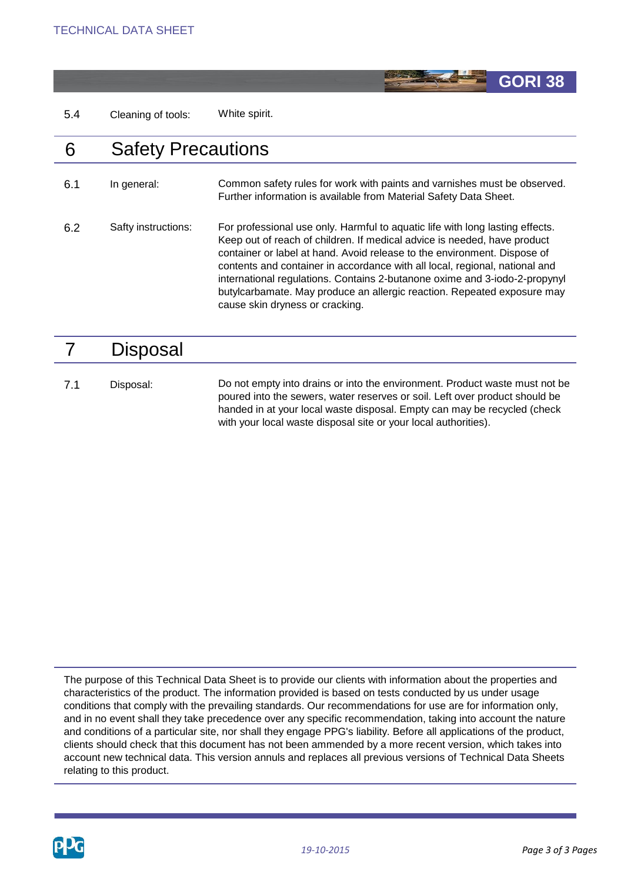| | | |
|---|---|---|
| 5.4 | Cleaning of tools: | White spirit. |

## 6 Safety Precautions

| | | |
|---|---|---|
| 6.1 | In general: | Common safety rules for work with paints and varnishes must be observed. Further information is available from Material Safety Data Sheet. |
| 6.2 | Safty instructions: | For professional use only. Harmful to aquatic life with long lasting effects. Keep out of reach of children. If medical advice is needed, have product container or label at hand. Avoid release to the environment. Dispose of contents and container in accordance with all local, regional, national and international regulations. Contains 2-butanone oxime and 3-iodo-2-propynyl butylcarbamate. May produce an allergic reaction. Repeated exposure may cause skin dryness or cracking. |

## 7 Disposal

| | | |
|---|---|---|
| 7.1 | Disposal: | Do not empty into drains or into the environment. Product waste must not be poured into the sewers, water reserves or soil. Left over product should be handed in at your local waste disposal. Empty can may be recycled (check with your local waste disposal site or your local authorities). |

The purpose of this Technical Data Sheet is to provide our clients with information about the properties and characteristics of the product. The information provided is based on tests conducted by us under usage conditions that comply with the prevailing standards. Our recommendations for use are for information only, and in no event shall they take precedence over any specific recommendation, taking into account the nature and conditions of a particular site, nor shall they engage PPG's liability. Before all applications of the product, clients should check that this document has not been ammended by a more recent version, which takes into account new technical data. This version annuls and replaces all previous versions of Technical Data Sheets relating to this product.

*19-10-2015*